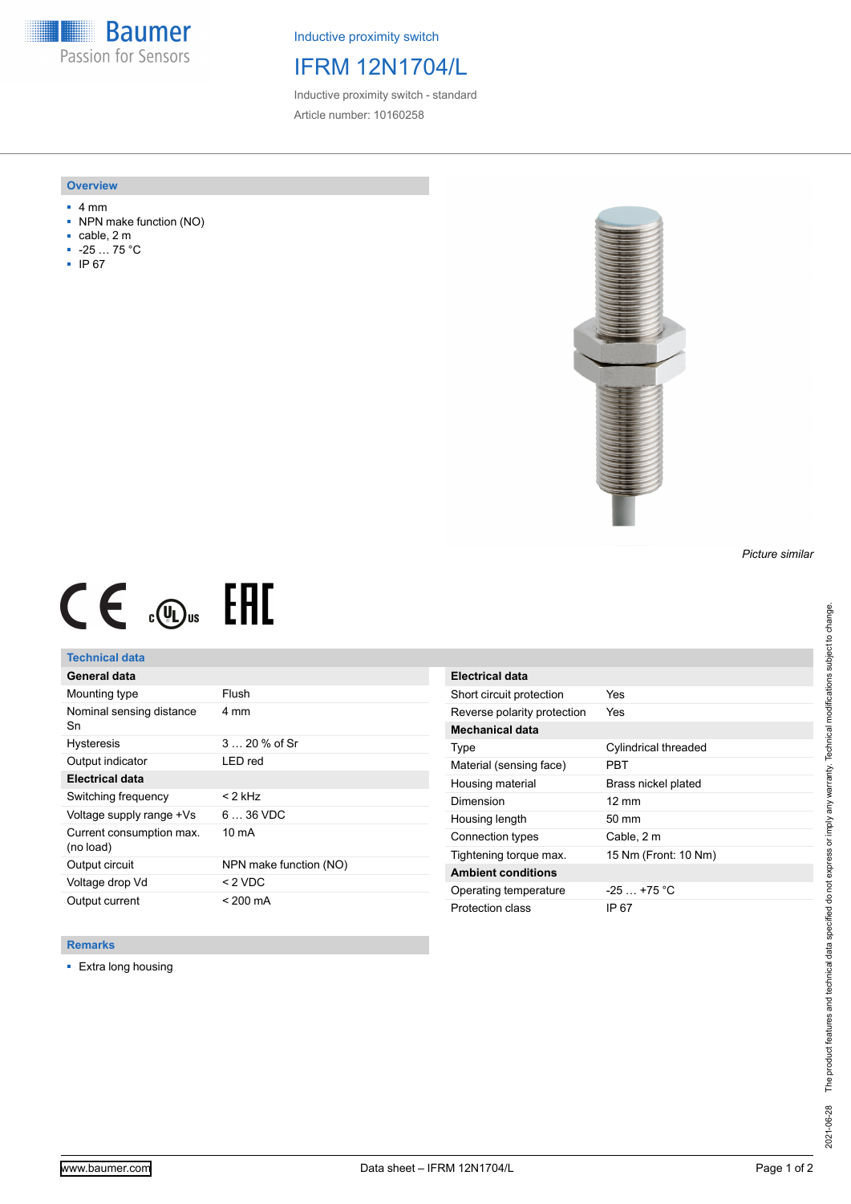Inductive proximity switch

# IFRM 12N1704/L

Inductive proximity switch - standard

Article number: 10160258

## Overview

- 4 mm
- NPN make function (NO)
- cable, 2 m
- -25 … 75 °C
- IP 67

*Picture similar*

## Technical data

| General data | |
|---|---|
| Mounting type | Flush |
| Nominal sensing distance Sn | 4 mm |
| Hysteresis | 3 … 20 % of Sr |
| Output indicator | LED red |
| **Electrical data** | |
| Switching frequency | < 2 kHz |
| Voltage supply range +Vs | 6 … 36 VDC |
| Current consumption max. (no load) | 10 mA |
| Output circuit | NPN make function (NO) |
| Voltage drop Vd | < 2 VDC |
| Output current | < 200 mA |

| Electrical data | |
|---|---|
| Short circuit protection | Yes |
| Reverse polarity protection | Yes |
| **Mechanical data** | |
| Type | Cylindrical threaded |
| Material (sensing face) | PBT |
| Housing material | Brass nickel plated |
| Dimension | 12 mm |
| Housing length | 50 mm |
| Connection types | Cable, 2 m |
| Tightening torque max. | 15 Nm (Front: 10 Nm) |
| **Ambient conditions** | |
| Operating temperature | -25 … +75 °C |
| Protection class | IP 67 |

## Remarks

- Extra long housing

2021-06-28 The product features and technical data specified do not express or imply any warranty. Technical modifications subject to change.

www.baumer.com Data sheet – IFRM 12N1704/L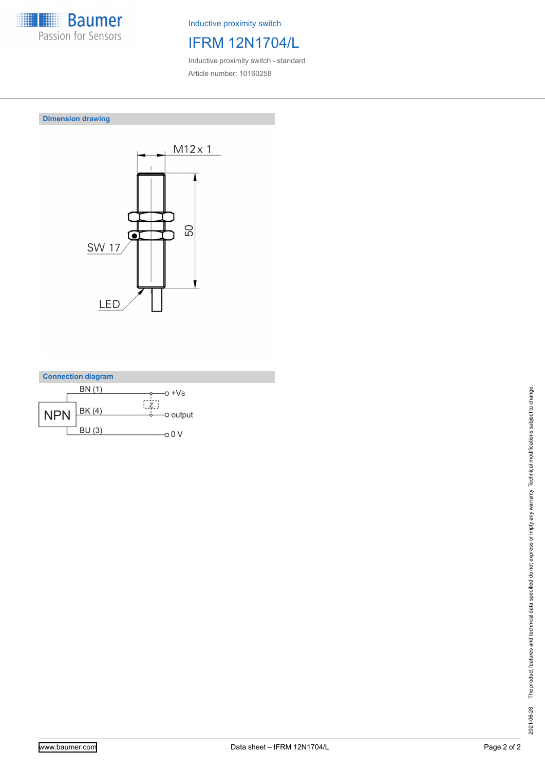Inductive proximity switch

# IFRM 12N1704/L

Inductive proximity switch - standard

Article number: 10160258

## Dimension drawing

M12 x 1

SW 17

50

LED

## Connection diagram

NPN

BN (1)

BK (4)

BU (3)

+Vs

Z

output

0 V

The product features and technical data specified do not express or imply any warranty. Technical modifications subject to change.

2021-06-28